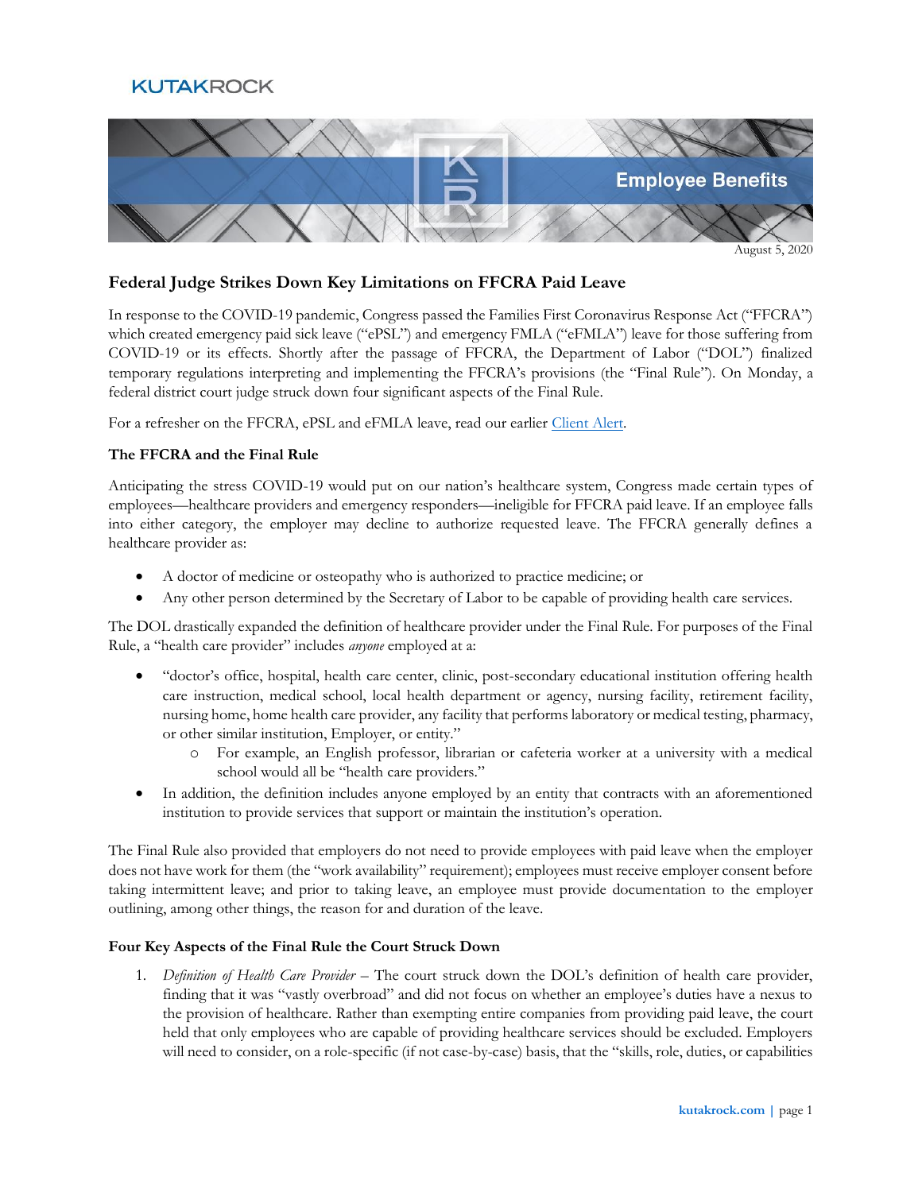KUTAKROCK

Employee Benefits

August 5, 2020

## Federal Judge Strikes Down Key Limitations on FFCRA Paid Leave

In response to the COVID-19 pandemic, Congress passed the Families First Coronavirus Response Act ("FFCRA") which created emergency paid sick leave ("ePSL") and emergency FMLA ("eFMLA") leave for those suffering from COVID-19 or its effects. Shortly after the passage of FFCRA, the Department of Labor ("DOL") finalized temporary regulations interpreting and implementing the FFCRA's provisions (the "Final Rule"). On Monday, a federal district court judge struck down four significant aspects of the Final Rule.

For a refresher on the FFCRA, ePSL and eFMLA leave, read our earlier Client Alert.

### The FFCRA and the Final Rule

Anticipating the stress COVID-19 would put on our nation's healthcare system, Congress made certain types of employees—healthcare providers and emergency responders—ineligible for FFCRA paid leave. If an employee falls into either category, the employer may decline to authorize requested leave. The FFCRA generally defines a healthcare provider as:

- A doctor of medicine or osteopathy who is authorized to practice medicine; or
- Any other person determined by the Secretary of Labor to be capable of providing health care services.

The DOL drastically expanded the definition of healthcare provider under the Final Rule. For purposes of the Final Rule, a "health care provider" includes *anyone* employed at a:

- "doctor's office, hospital, health care center, clinic, post-secondary educational institution offering health care instruction, medical school, local health department or agency, nursing facility, retirement facility, nursing home, home health care provider, any facility that performs laboratory or medical testing, pharmacy, or other similar institution, Employer, or entity."
  - For example, an English professor, librarian or cafeteria worker at a university with a medical school would all be "health care providers."
- In addition, the definition includes anyone employed by an entity that contracts with an aforementioned institution to provide services that support or maintain the institution's operation.

The Final Rule also provided that employers do not need to provide employees with paid leave when the employer does not have work for them (the "work availability" requirement); employees must receive employer consent before taking intermittent leave; and prior to taking leave, an employee must provide documentation to the employer outlining, among other things, the reason for and duration of the leave.

### Four Key Aspects of the Final Rule the Court Struck Down

1. *Definition of Health Care Provider* – The court struck down the DOL's definition of health care provider, finding that it was "vastly overbroad" and did not focus on whether an employee's duties have a nexus to the provision of healthcare. Rather than exempting entire companies from providing paid leave, the court held that only employees who are capable of providing healthcare services should be excluded. Employers will need to consider, on a role-specific (if not case-by-case) basis, that the "skills, role, duties, or capabilities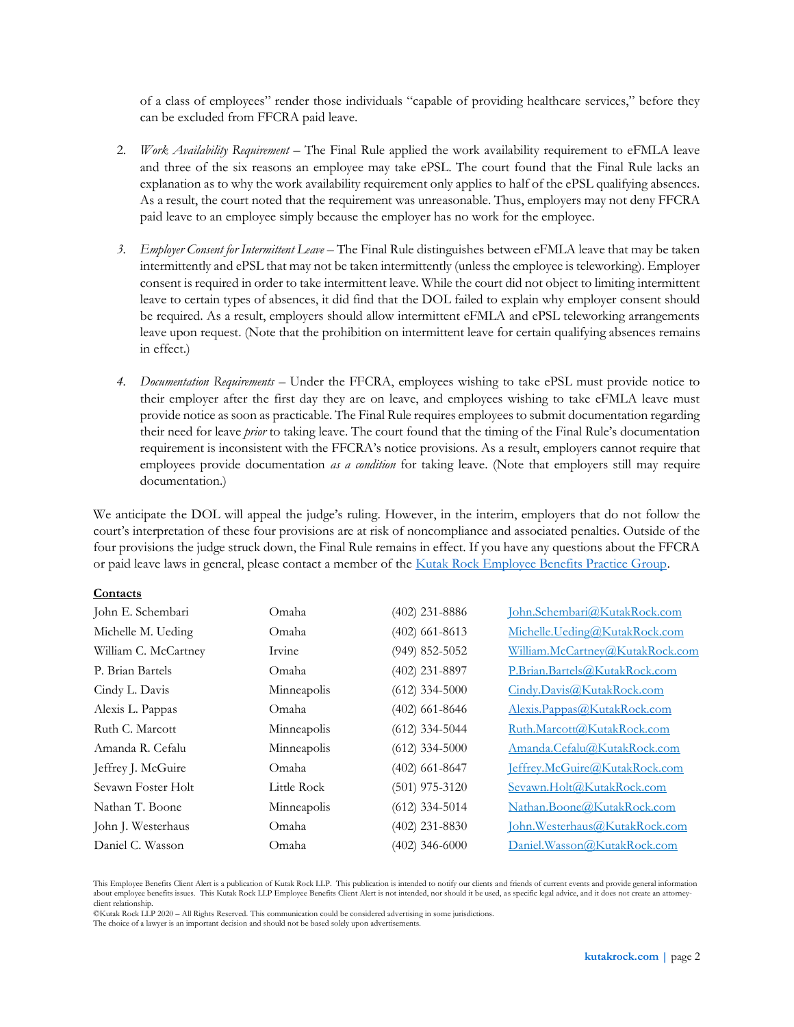of a class of employees" render those individuals "capable of providing healthcare services," before they can be excluded from FFCRA paid leave.

2. *Work Availability Requirement* – The Final Rule applied the work availability requirement to eFMLA leave and three of the six reasons an employee may take ePSL. The court found that the Final Rule lacks an explanation as to why the work availability requirement only applies to half of the ePSL qualifying absences. As a result, the court noted that the requirement was unreasonable. Thus, employers may not deny FFCRA paid leave to an employee simply because the employer has no work for the employee.

3. *Employer Consent for Intermittent Leave* – The Final Rule distinguishes between eFMLA leave that may be taken intermittently and ePSL that may not be taken intermittently (unless the employee is teleworking). Employer consent is required in order to take intermittent leave. While the court did not object to limiting intermittent leave to certain types of absences, it did find that the DOL failed to explain why employer consent should be required. As a result, employers should allow intermittent eFMLA and ePSL teleworking arrangements leave upon request. (Note that the prohibition on intermittent leave for certain qualifying absences remains in effect.)

4. *Documentation Requirements* – Under the FFCRA, employees wishing to take ePSL must provide notice to their employer after the first day they are on leave, and employees wishing to take eFMLA leave must provide notice as soon as practicable. The Final Rule requires employees to submit documentation regarding their need for leave *prior* to taking leave. The court found that the timing of the Final Rule's documentation requirement is inconsistent with the FFCRA's notice provisions. As a result, employers cannot require that employees provide documentation *as a condition* for taking leave. (Note that employers still may require documentation.)

We anticipate the DOL will appeal the judge's ruling. However, in the interim, employers that do not follow the court's interpretation of these four provisions are at risk of noncompliance and associated penalties. Outside of the four provisions the judge struck down, the Final Rule remains in effect. If you have any questions about the FFCRA or paid leave laws in general, please contact a member of the Kutak Rock Employee Benefits Practice Group.

**Contacts**

| | | | |
|---|---|---|---|
| John E. Schembari | Omaha | (402) 231-8886 | John.Schembari@KutakRock.com |
| Michelle M. Ueding | Omaha | (402) 661-8613 | Michelle.Ueding@KutakRock.com |
| William C. McCartney | Irvine | (949) 852-5052 | William.McCartney@KutakRock.com |
| P. Brian Bartels | Omaha | (402) 231-8897 | P.Brian.Bartels@KutakRock.com |
| Cindy L. Davis | Minneapolis | (612) 334-5000 | Cindy.Davis@KutakRock.com |
| Alexis L. Pappas | Omaha | (402) 661-8646 | Alexis.Pappas@KutakRock.com |
| Ruth C. Marcott | Minneapolis | (612) 334-5044 | Ruth.Marcott@KutakRock.com |
| Amanda R. Cefalu | Minneapolis | (612) 334-5000 | Amanda.Cefalu@KutakRock.com |
| Jeffrey J. McGuire | Omaha | (402) 661-8647 | Jeffrey.McGuire@KutakRock.com |
| Sevawn Foster Holt | Little Rock | (501) 975-3120 | Sevawn.Holt@KutakRock.com |
| Nathan T. Boone | Minneapolis | (612) 334-5014 | Nathan.Boone@KutakRock.com |
| John J. Westerhaus | Omaha | (402) 231-8830 | John.Westerhaus@KutakRock.com |
| Daniel C. Wasson | Omaha | (402) 346-6000 | Daniel.Wasson@KutakRock.com |

This Employee Benefits Client Alert is a publication of Kutak Rock LLP. This publication is intended to notify our clients and friends of current events and provide general information about employee benefits issues. This Kutak Rock LLP Employee Benefits Client Alert is not intended, nor should it be used, as specific legal advice, and it does not create an attorney-client relationship.
©Kutak Rock LLP 2020 – All Rights Reserved. This communication could be considered advertising in some jurisdictions.
The choice of a lawyer is an important decision and should not be based solely upon advertisements.